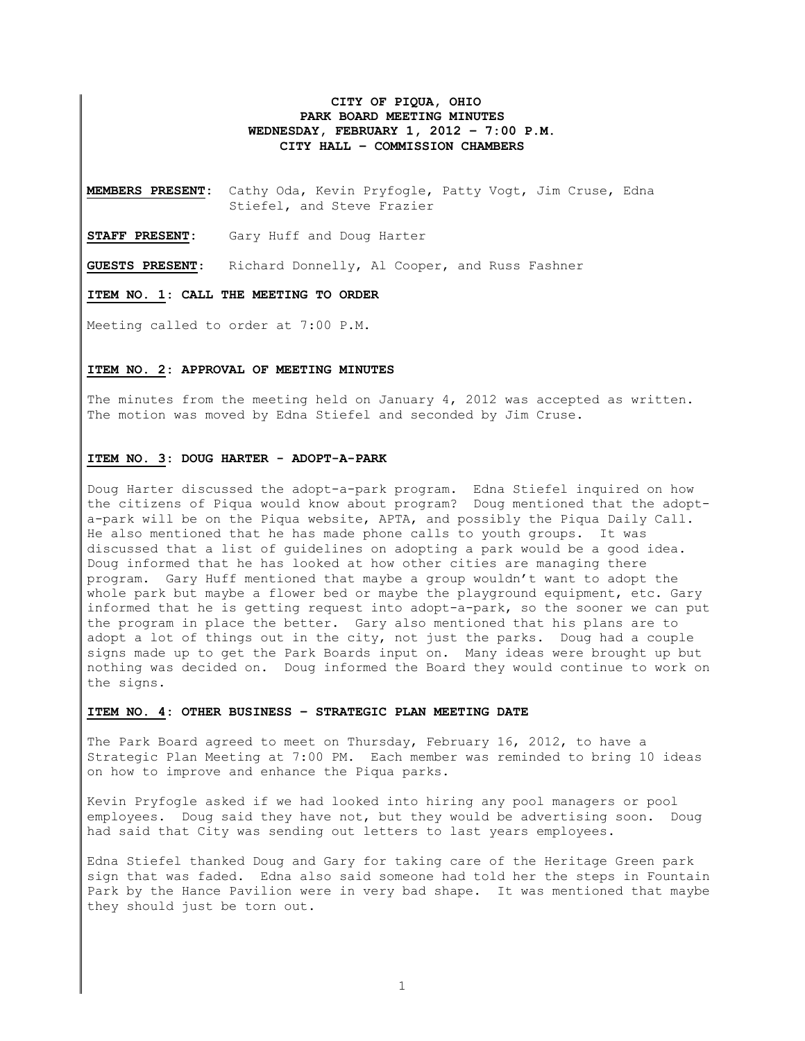# CITY OF PIQUA, OHIO
## PARK BOARD MEETING MINUTES
### WEDNESDAY, FEBRUARY 1, 2012 – 7:00 P.M.
### CITY HALL – COMMISSION CHAMBERS

**MEMBERS PRESENT:** Cathy Oda, Kevin Pryfogle, Patty Vogt, Jim Cruse, Edna Stiefel, and Steve Frazier

**STAFF PRESENT:** Gary Huff and Doug Harter

**GUESTS PRESENT:** Richard Donnelly, Al Cooper, and Russ Fashner

**ITEM NO. 1: CALL THE MEETING TO ORDER**

Meeting called to order at 7:00 P.M.

**ITEM NO. 2: APPROVAL OF MEETING MINUTES**

The minutes from the meeting held on January 4, 2012 was accepted as written. The motion was moved by Edna Stiefel and seconded by Jim Cruse.

**ITEM NO. 3: DOUG HARTER - ADOPT-A-PARK**

Doug Harter discussed the adopt-a-park program. Edna Stiefel inquired on how the citizens of Piqua would know about program? Doug mentioned that the adopt-a-park will be on the Piqua website, APTA, and possibly the Piqua Daily Call. He also mentioned that he has made phone calls to youth groups. It was discussed that a list of guidelines on adopting a park would be a good idea. Doug informed that he has looked at how other cities are managing there program. Gary Huff mentioned that maybe a group wouldn't want to adopt the whole park but maybe a flower bed or maybe the playground equipment, etc. Gary informed that he is getting request into adopt-a-park, so the sooner we can put the program in place the better. Gary also mentioned that his plans are to adopt a lot of things out in the city, not just the parks. Doug had a couple signs made up to get the Park Boards input on. Many ideas were brought up but nothing was decided on. Doug informed the Board they would continue to work on the signs.

**ITEM NO. 4: OTHER BUSINESS – STRATEGIC PLAN MEETING DATE**

The Park Board agreed to meet on Thursday, February 16, 2012, to have a Strategic Plan Meeting at 7:00 PM. Each member was reminded to bring 10 ideas on how to improve and enhance the Piqua parks.

Kevin Pryfogle asked if we had looked into hiring any pool managers or pool employees. Doug said they have not, but they would be advertising soon. Doug had said that City was sending out letters to last years employees.

Edna Stiefel thanked Doug and Gary for taking care of the Heritage Green park sign that was faded. Edna also said someone had told her the steps in Fountain Park by the Hance Pavilion were in very bad shape. It was mentioned that maybe they should just be torn out.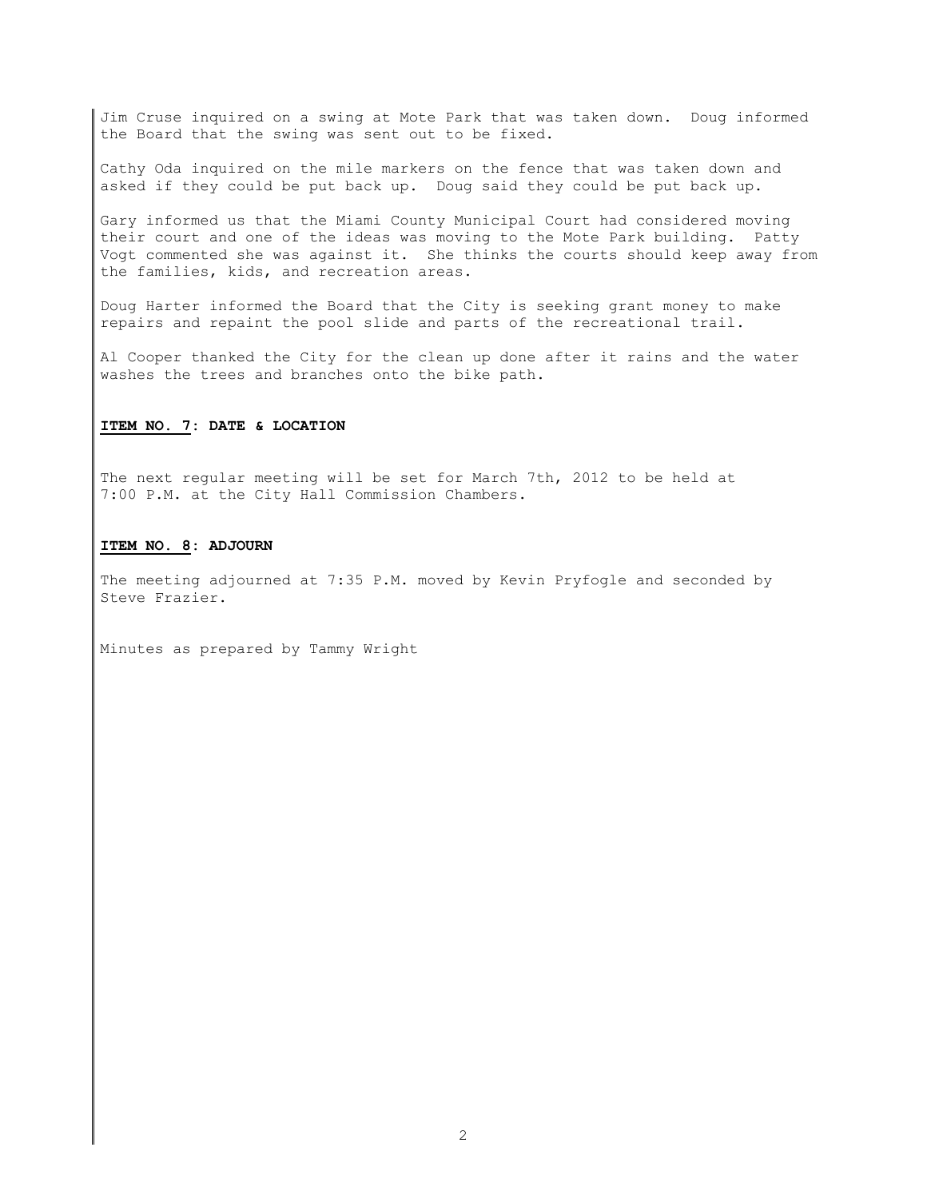Jim Cruse inquired on a swing at Mote Park that was taken down. Doug informed the Board that the swing was sent out to be fixed.

Cathy Oda inquired on the mile markers on the fence that was taken down and asked if they could be put back up. Doug said they could be put back up.

Gary informed us that the Miami County Municipal Court had considered moving their court and one of the ideas was moving to the Mote Park building. Patty Vogt commented she was against it. She thinks the courts should keep away from the families, kids, and recreation areas.

Doug Harter informed the Board that the City is seeking grant money to make repairs and repaint the pool slide and parts of the recreational trail.

Al Cooper thanked the City for the clean up done after it rains and the water washes the trees and branches onto the bike path.

**ITEM NO. 7: DATE & LOCATION**

The next regular meeting will be set for March 7th, 2012 to be held at 7:00 P.M. at the City Hall Commission Chambers.

**ITEM NO. 8: ADJOURN**

The meeting adjourned at 7:35 P.M. moved by Kevin Pryfogle and seconded by Steve Frazier.

Minutes as prepared by Tammy Wright